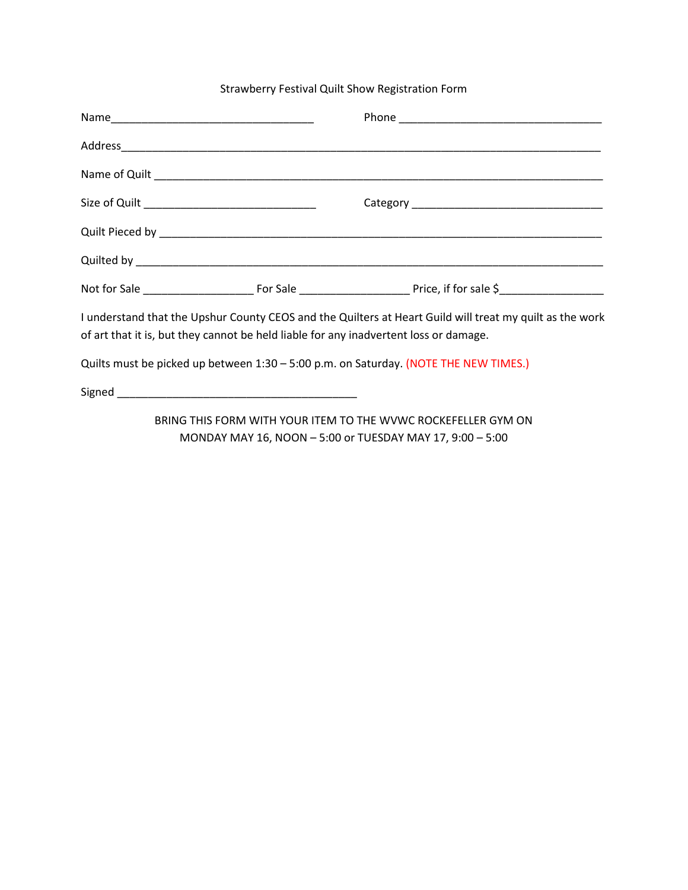# Strawberry Festival Quilt Show Registration Form

Name________________________________ Phone ________________________________

Address____________________________________________________________________________

Name of Quilt ______________________________________________________________________

Size of Quilt ___________________________ Category ______________________________

Quilt Pieced by ____________________________________________________________________

Quilted by ________________________________________________________________________

Not for Sale _________________ For Sale _________________ Price, if for sale $________________

I understand that the Upshur County CEOS and the Quilters at Heart Guild will treat my quilt as the work of art that it is, but they cannot be held liable for any inadvertent loss or damage.

Quilts must be picked up between 1:30 – 5:00 p.m. on Saturday. (NOTE THE NEW TIMES.)

Signed _____________________________________

BRING THIS FORM WITH YOUR ITEM TO THE WVWC ROCKEFELLER GYM ON MONDAY MAY 16, NOON – 5:00 or TUESDAY MAY 17, 9:00 – 5:00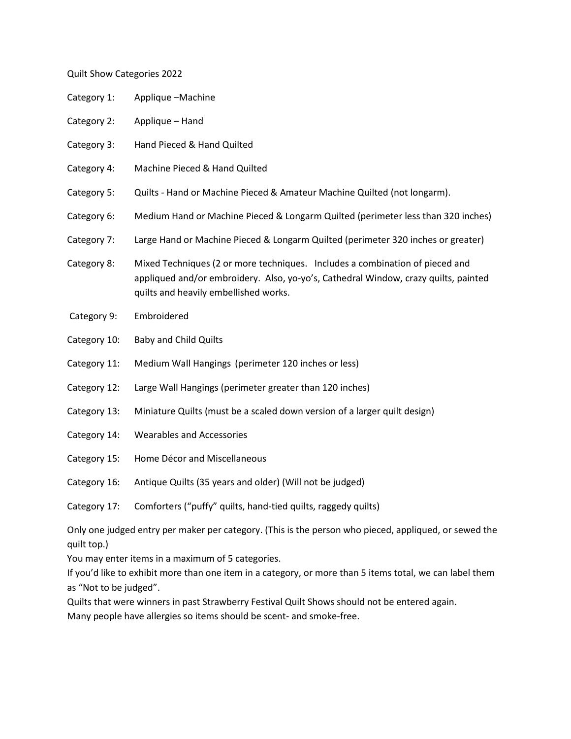Quilt Show Categories 2022

| | |
|---|---|
| Category 1: | Applique –Machine |
| Category 2: | Applique – Hand |
| Category 3: | Hand Pieced & Hand Quilted |
| Category 4: | Machine Pieced & Hand Quilted |
| Category 5: | Quilts - Hand or Machine Pieced & Amateur Machine Quilted (not longarm). |
| Category 6: | Medium Hand or Machine Pieced & Longarm Quilted (perimeter less than 320 inches) |
| Category 7: | Large Hand or Machine Pieced & Longarm Quilted (perimeter 320 inches or greater) |
| Category 8: | Mixed Techniques (2 or more techniques. Includes a combination of pieced and appliqued and/or embroidery. Also, yo-yo's, Cathedral Window, crazy quilts, painted quilts and heavily embellished works. |
| Category 9: | Embroidered |
| Category 10: | Baby and Child Quilts |
| Category 11: | Medium Wall Hangings (perimeter 120 inches or less) |
| Category 12: | Large Wall Hangings (perimeter greater than 120 inches) |
| Category 13: | Miniature Quilts (must be a scaled down version of a larger quilt design) |
| Category 14: | Wearables and Accessories |
| Category 15: | Home Décor and Miscellaneous |
| Category 16: | Antique Quilts (35 years and older) (Will not be judged) |
| Category 17: | Comforters ("puffy" quilts, hand-tied quilts, raggedy quilts) |

Only one judged entry per maker per category. (This is the person who pieced, appliqued, or sewed the quilt top.)

You may enter items in a maximum of 5 categories.

If you'd like to exhibit more than one item in a category, or more than 5 items total, we can label them as "Not to be judged".

Quilts that were winners in past Strawberry Festival Quilt Shows should not be entered again.

Many people have allergies so items should be scent- and smoke-free.